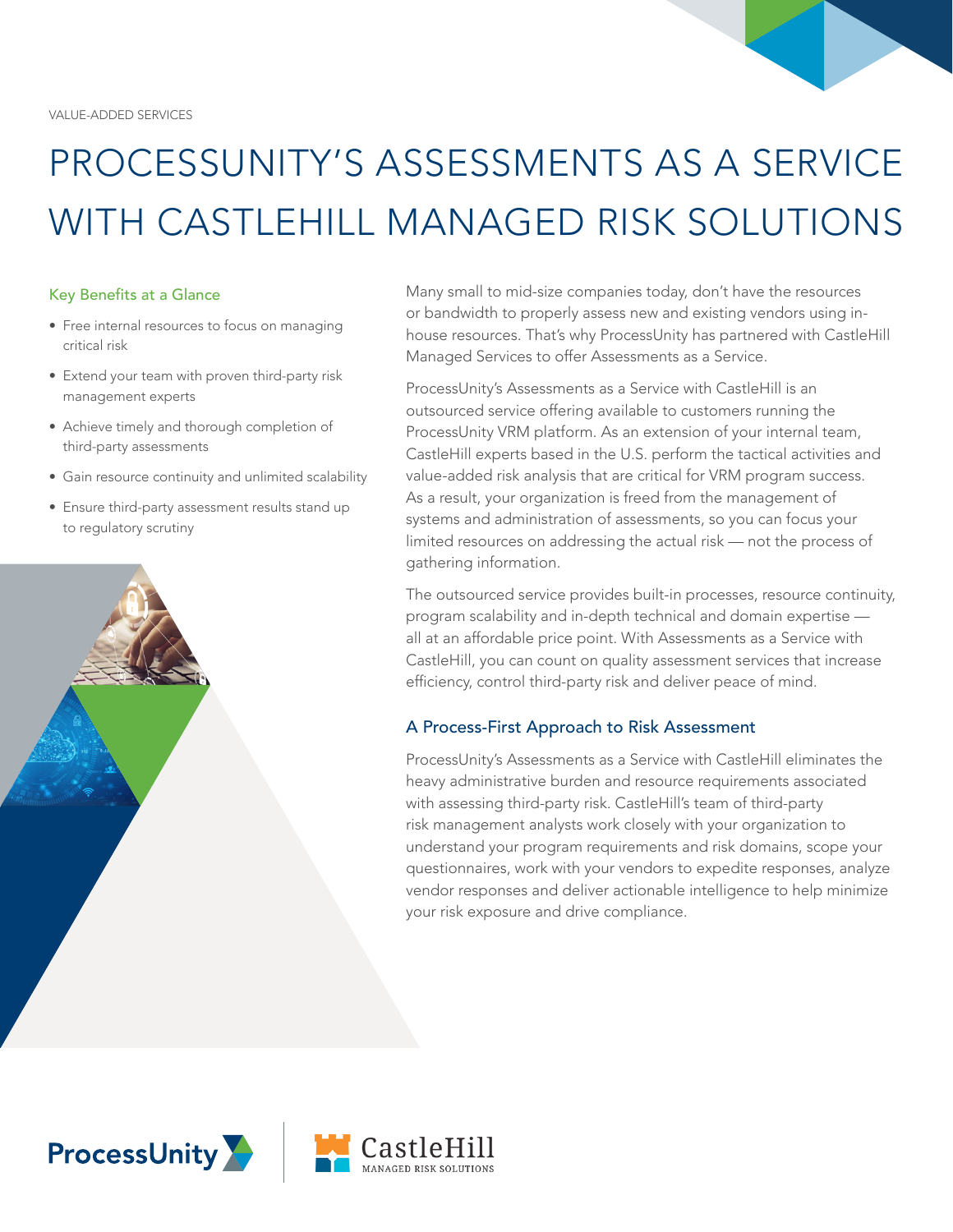VALUE-ADDED SERVICES

# PROCESSUNITY'S ASSESSMENTS AS A SERVICE WITH CASTLEHILL MANAGED RISK SOLUTIONS

### Key Benefits at a Glance

- Free internal resources to focus on managing critical risk
- Extend your team with proven third-party risk management experts
- Achieve timely and thorough completion of third-party assessments
- Gain resource continuity and unlimited scalability
- Ensure third-party assessment results stand up to regulatory scrutiny

Many small to mid-size companies today, don't have the resources or bandwidth to properly assess new and existing vendors using in-house resources. That's why ProcessUnity has partnered with CastleHill Managed Services to offer Assessments as a Service.

ProcessUnity's Assessments as a Service with CastleHill is an outsourced service offering available to customers running the ProcessUnity VRM platform. As an extension of your internal team, CastleHill experts based in the U.S. perform the tactical activities and value-added risk analysis that are critical for VRM program success. As a result, your organization is freed from the management of systems and administration of assessments, so you can focus your limited resources on addressing the actual risk — not the process of gathering information.

The outsourced service provides built-in processes, resource continuity, program scalability and in-depth technical and domain expertise — all at an affordable price point. With Assessments as a Service with CastleHill, you can count on quality assessment services that increase efficiency, control third-party risk and deliver peace of mind.

## A Process-First Approach to Risk Assessment

ProcessUnity's Assessments as a Service with CastleHill eliminates the heavy administrative burden and resource requirements associated with assessing third-party risk. CastleHill's team of third-party risk management analysts work closely with your organization to understand your program requirements and risk domains, scope your questionnaires, work with your vendors to expedite responses, analyze vendor responses and deliver actionable intelligence to help minimize your risk exposure and drive compliance.

ProcessUnity | CastleHill MANAGED RISK SOLUTIONS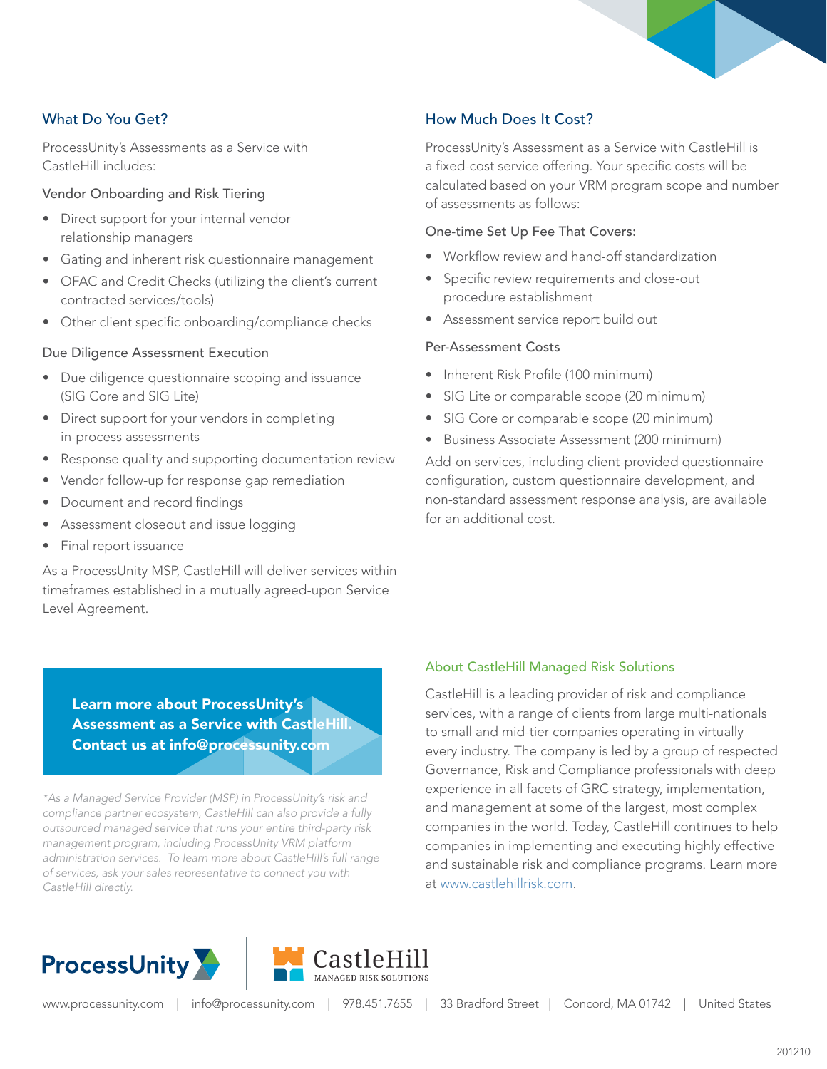## What Do You Get?

ProcessUnity's Assessments as a Service with CastleHill includes:

### Vendor Onboarding and Risk Tiering

- Direct support for your internal vendor relationship managers
- Gating and inherent risk questionnaire management
- OFAC and Credit Checks (utilizing the client's current contracted services/tools)
- Other client specific onboarding/compliance checks

### Due Diligence Assessment Execution

- Due diligence questionnaire scoping and issuance (SIG Core and SIG Lite)
- Direct support for your vendors in completing in-process assessments
- Response quality and supporting documentation review
- Vendor follow-up for response gap remediation
- Document and record findings
- Assessment closeout and issue logging
- Final report issuance

As a ProcessUnity MSP, CastleHill will deliver services within timeframes established in a mutually agreed-upon Service Level Agreement.

## How Much Does It Cost?

ProcessUnity's Assessment as a Service with CastleHill is a fixed-cost service offering. Your specific costs will be calculated based on your VRM program scope and number of assessments as follows:

### One-time Set Up Fee That Covers:

- Workflow review and hand-off standardization
- Specific review requirements and close-out procedure establishment
- Assessment service report build out

### Per-Assessment Costs

- Inherent Risk Profile (100 minimum)
- SIG Lite or comparable scope (20 minimum)
- SIG Core or comparable scope (20 minimum)
- Business Associate Assessment (200 minimum)

Add-on services, including client-provided questionnaire configuration, custom questionnaire development, and non-standard assessment response analysis, are available for an additional cost.

**Learn more about ProcessUnity's Assessment as a Service with CastleHill. Contact us at info@processunity.com**

*\*As a Managed Service Provider (MSP) in ProcessUnity's risk and compliance partner ecosystem, CastleHill can also provide a fully outsourced managed service that runs your entire third-party risk management program, including ProcessUnity VRM platform administration services. To learn more about CastleHill's full range of services, ask your sales representative to connect you with CastleHill directly.*

## About CastleHill Managed Risk Solutions

CastleHill is a leading provider of risk and compliance services, with a range of clients from large multi-nationals to small and mid-tier companies operating in virtually every industry. The company is led by a group of respected Governance, Risk and Compliance professionals with deep experience in all facets of GRC strategy, implementation, and management at some of the largest, most complex companies in the world. Today, CastleHill continues to help companies in implementing and executing highly effective and sustainable risk and compliance programs. Learn more at www.castlehillrisk.com.

ProcessUnity | CastleHill MANAGED RISK SOLUTIONS

www.processunity.com | info@processunity.com | 978.451.7655 | 33 Bradford Street | Concord, MA 01742 | United States

201210